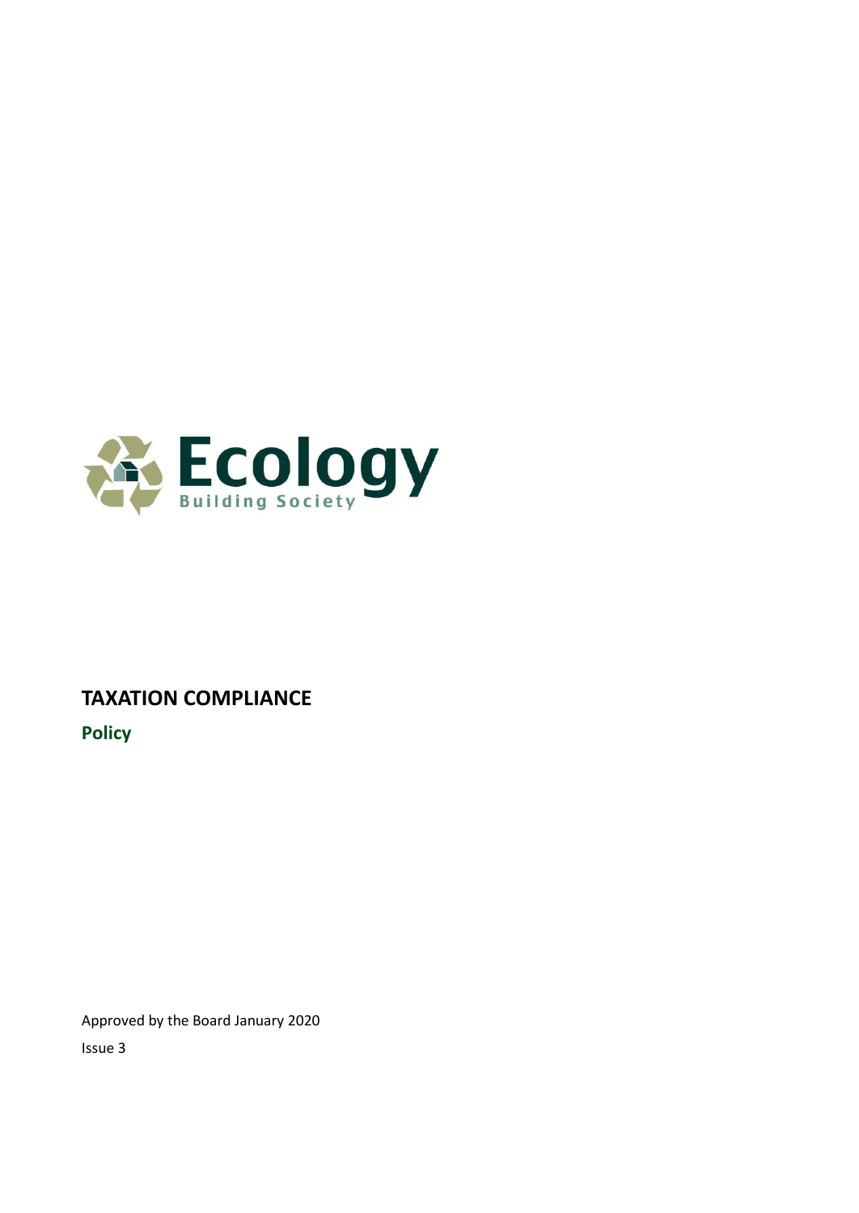Ecology Building Society

# TAXATION COMPLIANCE

## Policy

Approved by the Board January 2020

Issue 3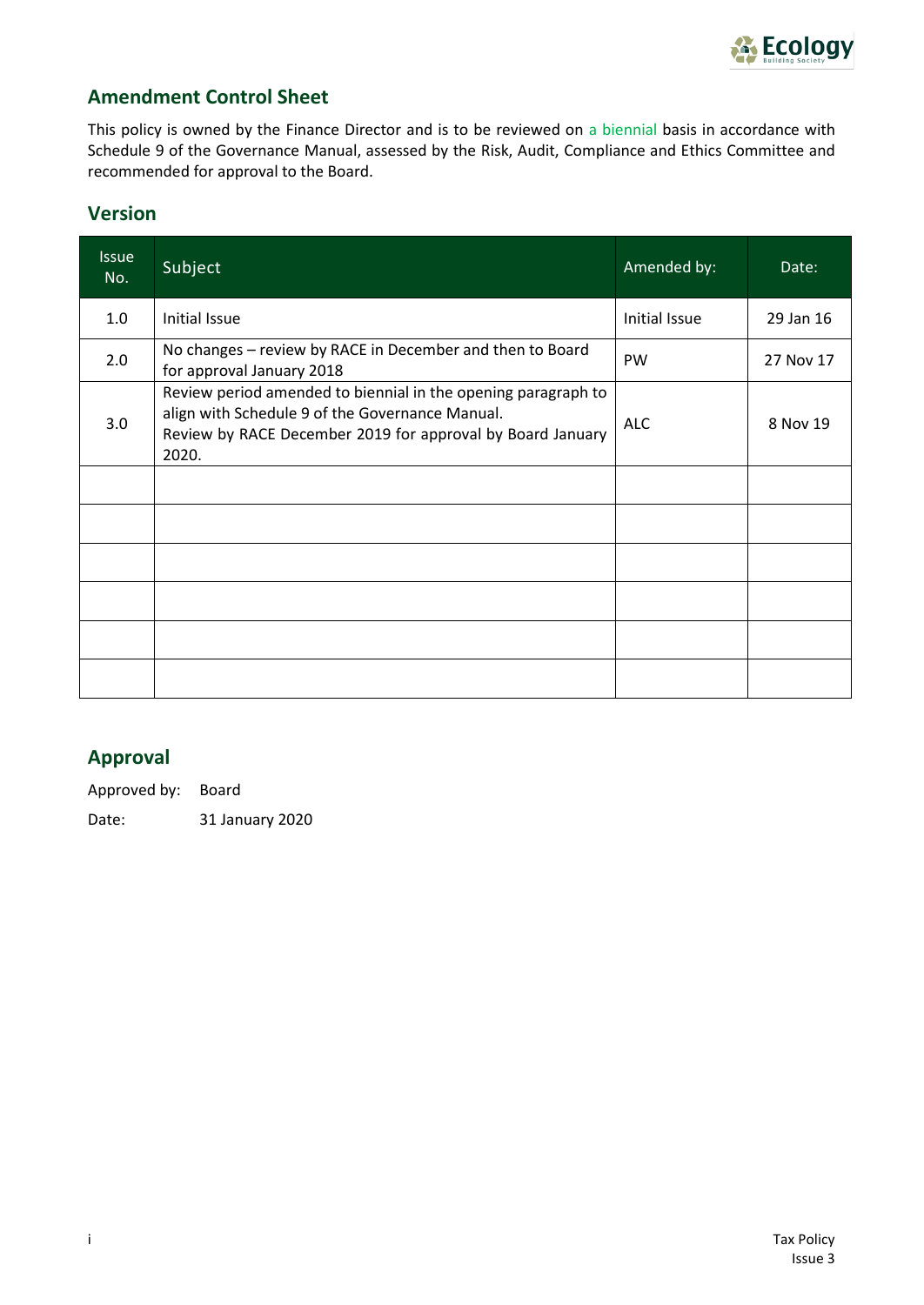## Amendment Control Sheet

This policy is owned by the Finance Director and is to be reviewed on a biennial basis in accordance with Schedule 9 of the Governance Manual, assessed by the Risk, Audit, Compliance and Ethics Committee and recommended for approval to the Board.

## Version

| Issue No. | Subject | Amended by: | Date: |
|---|---|---|---|
| 1.0 | Initial Issue | Initial Issue | 29 Jan 16 |
| 2.0 | No changes – review by RACE in December and then to Board for approval January 2018 | PW | 27 Nov 17 |
| 3.0 | Review period amended to biennial in the opening paragraph to align with Schedule 9 of the Governance Manual. Review by RACE December 2019 for approval by Board January 2020. | ALC | 8 Nov 19 |
| | | | |
| | | | |
| | | | |
| | | | |
| | | | |
| | | | |

## Approval

Approved by: Board

Date: 31 January 2020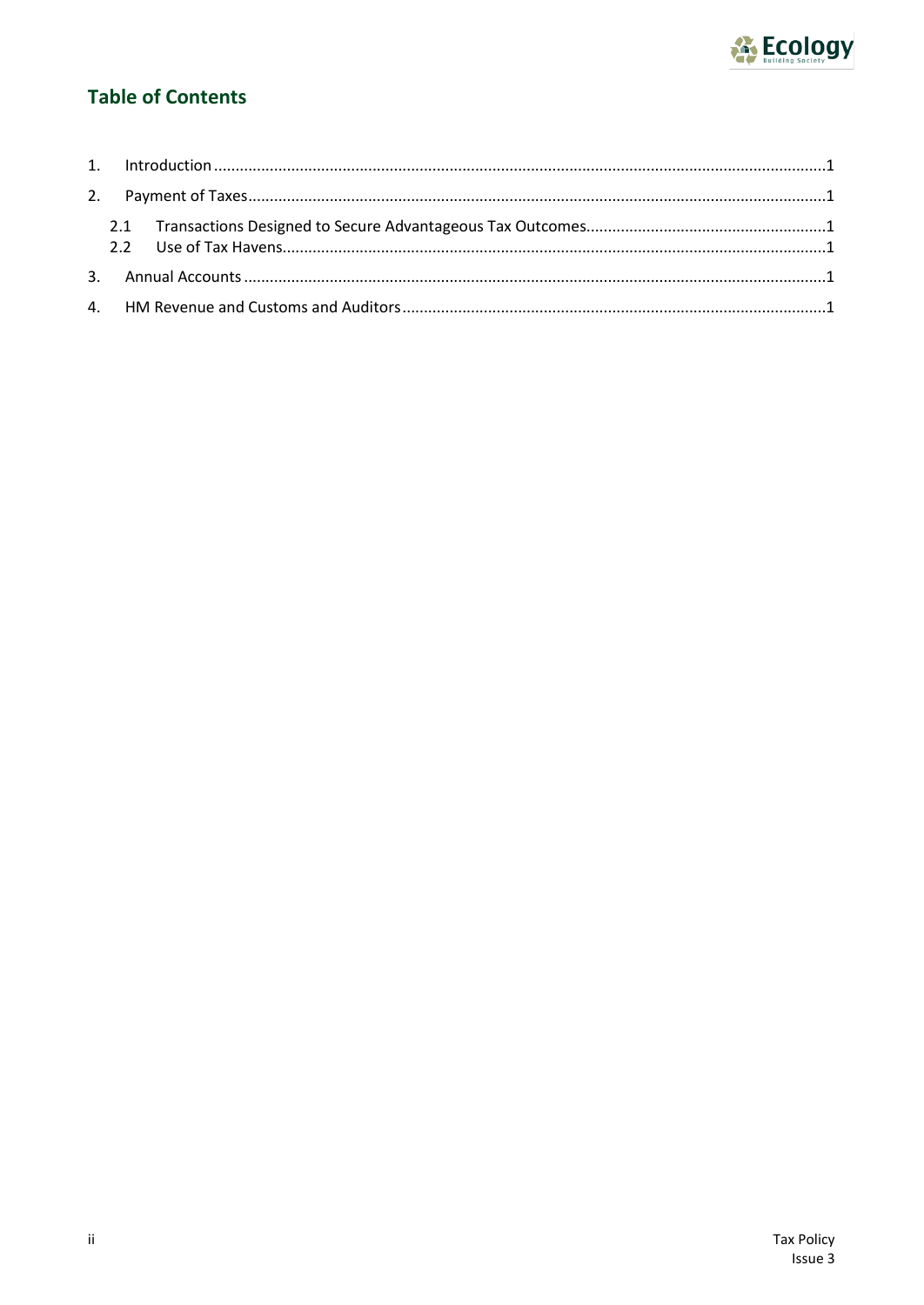## Table of Contents

1. Introduction ....................................................................................................................................1
2. Payment of Taxes..............................................................................................................................1
   - 2.1 Transactions Designed to Secure Advantageous Tax Outcomes.......................................................1
   - 2.2 Use of Tax Havens.............................................................................................................................1
3. Annual Accounts ...............................................................................................................................1
4. HM Revenue and Customs and Auditors...........................................................................................1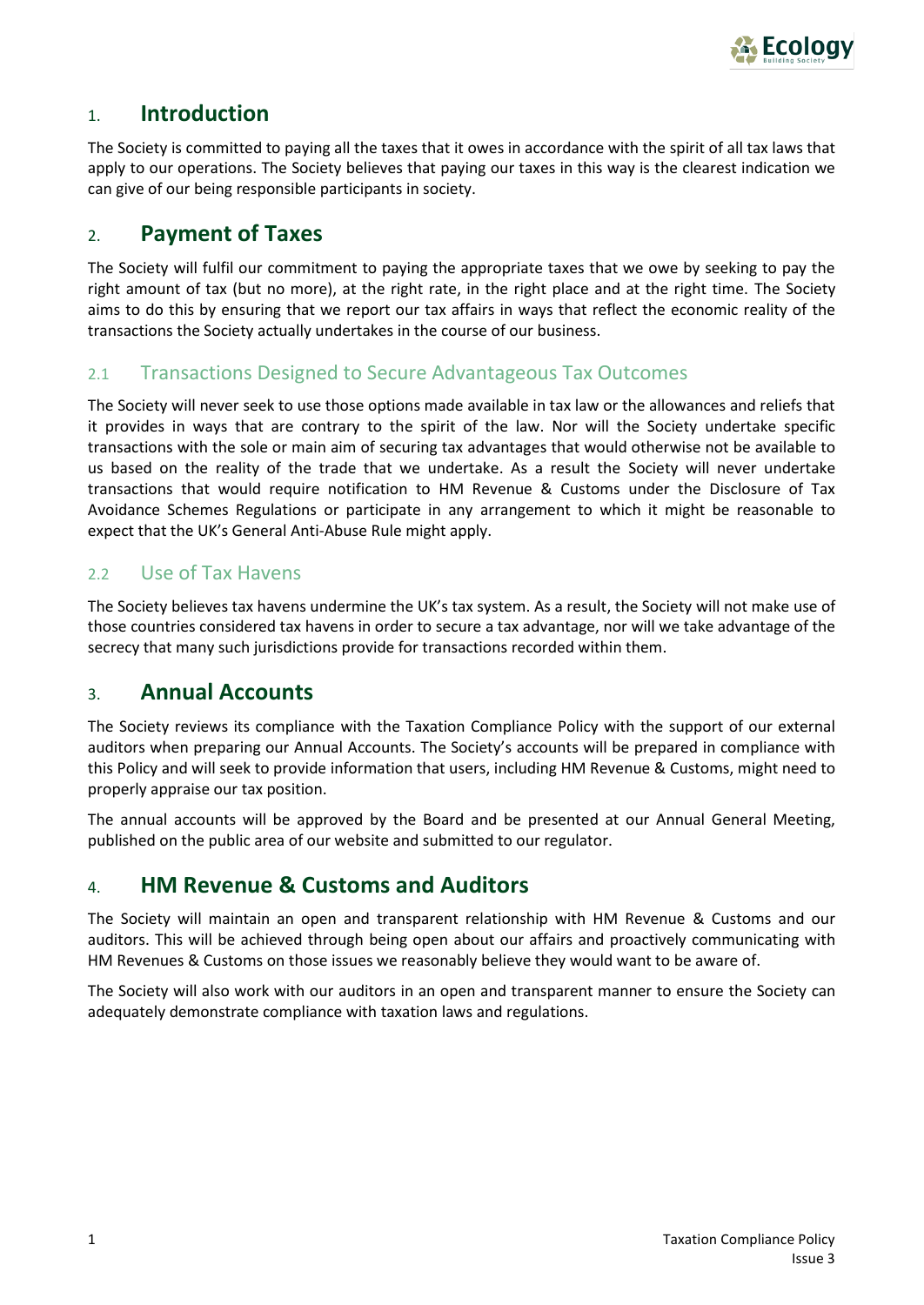## 1. Introduction

The Society is committed to paying all the taxes that it owes in accordance with the spirit of all tax laws that apply to our operations. The Society believes that paying our taxes in this way is the clearest indication we can give of our being responsible participants in society.

## 2. Payment of Taxes

The Society will fulfil our commitment to paying the appropriate taxes that we owe by seeking to pay the right amount of tax (but no more), at the right rate, in the right place and at the right time. The Society aims to do this by ensuring that we report our tax affairs in ways that reflect the economic reality of the transactions the Society actually undertakes in the course of our business.

### 2.1 Transactions Designed to Secure Advantageous Tax Outcomes

The Society will never seek to use those options made available in tax law or the allowances and reliefs that it provides in ways that are contrary to the spirit of the law. Nor will the Society undertake specific transactions with the sole or main aim of securing tax advantages that would otherwise not be available to us based on the reality of the trade that we undertake. As a result the Society will never undertake transactions that would require notification to HM Revenue & Customs under the Disclosure of Tax Avoidance Schemes Regulations or participate in any arrangement to which it might be reasonable to expect that the UK's General Anti-Abuse Rule might apply.

### 2.2 Use of Tax Havens

The Society believes tax havens undermine the UK's tax system. As a result, the Society will not make use of those countries considered tax havens in order to secure a tax advantage, nor will we take advantage of the secrecy that many such jurisdictions provide for transactions recorded within them.

## 3. Annual Accounts

The Society reviews its compliance with the Taxation Compliance Policy with the support of our external auditors when preparing our Annual Accounts. The Society's accounts will be prepared in compliance with this Policy and will seek to provide information that users, including HM Revenue & Customs, might need to properly appraise our tax position.

The annual accounts will be approved by the Board and be presented at our Annual General Meeting, published on the public area of our website and submitted to our regulator.

## 4. HM Revenue & Customs and Auditors

The Society will maintain an open and transparent relationship with HM Revenue & Customs and our auditors. This will be achieved through being open about our affairs and proactively communicating with HM Revenues & Customs on those issues we reasonably believe they would want to be aware of.

The Society will also work with our auditors in an open and transparent manner to ensure the Society can adequately demonstrate compliance with taxation laws and regulations.